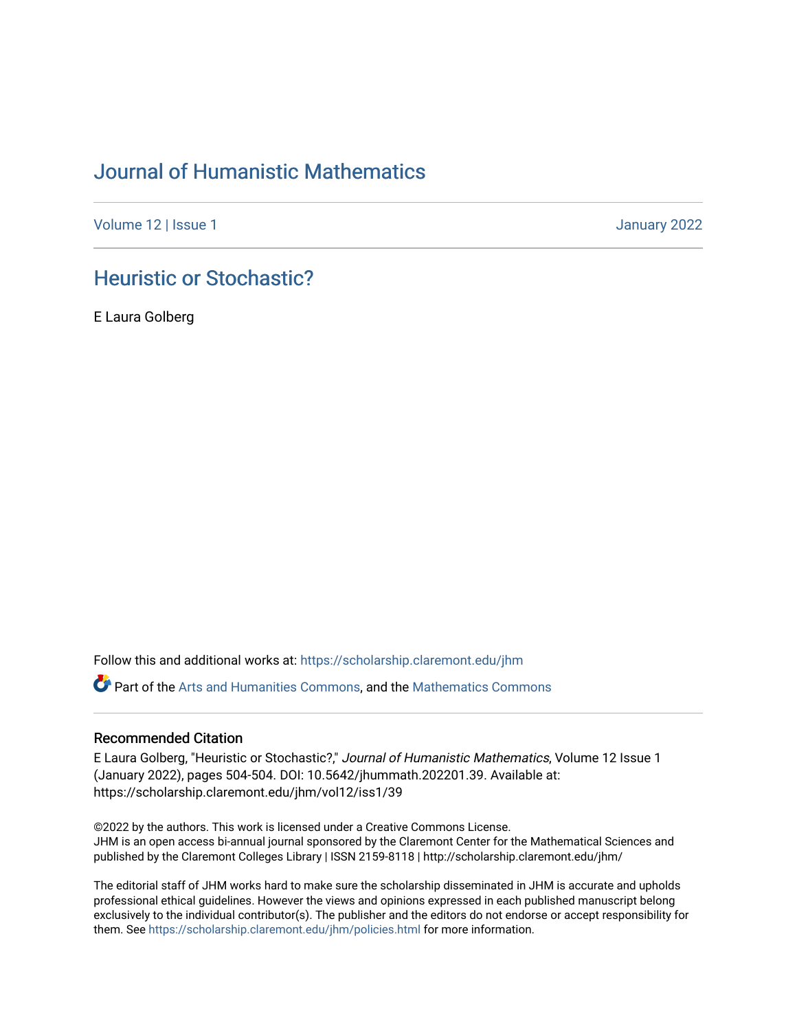# Journal of Humanistic Mathematics

Volume 12 | Issue 1 January 2022

## Heuristic or Stochastic?

E Laura Golberg

Follow this and additional works at: https://scholarship.claremont.edu/jhm

Part of the Arts and Humanities Commons, and the Mathematics Commons

### Recommended Citation

E Laura Golberg, "Heuristic or Stochastic?," *Journal of Humanistic Mathematics*, Volume 12 Issue 1 (January 2022), pages 504-504. DOI: 10.5642/jhummath.202201.39. Available at: https://scholarship.claremont.edu/jhm/vol12/iss1/39

©2022 by the authors. This work is licensed under a Creative Commons License.
JHM is an open access bi-annual journal sponsored by the Claremont Center for the Mathematical Sciences and published by the Claremont Colleges Library | ISSN 2159-8118 | http://scholarship.claremont.edu/jhm/

The editorial staff of JHM works hard to make sure the scholarship disseminated in JHM is accurate and upholds professional ethical guidelines. However the views and opinions expressed in each published manuscript belong exclusively to the individual contributor(s). The publisher and the editors do not endorse or accept responsibility for them. See https://scholarship.claremont.edu/jhm/policies.html for more information.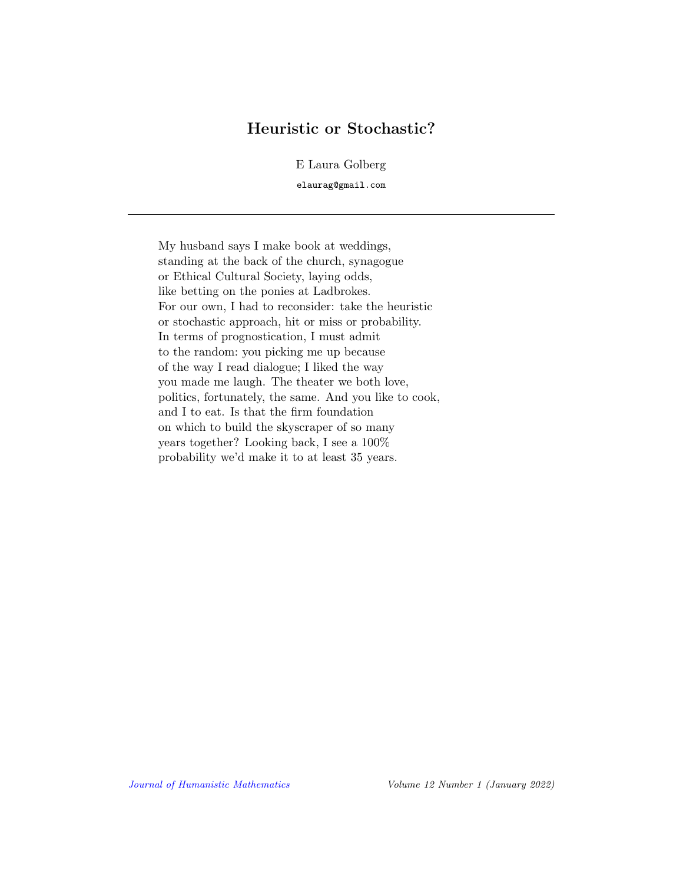# Heuristic or Stochastic?

E Laura Golberg

elaurag@gmail.com

---

My husband says I make book at weddings,  
standing at the back of the church, synagogue  
or Ethical Cultural Society, laying odds,  
like betting on the ponies at Ladbrokes.  
For our own, I had to reconsider: take the heuristic  
or stochastic approach, hit or miss or probability.  
In terms of prognostication, I must admit  
to the random: you picking me up because  
of the way I read dialogue; I liked the way  
you made me laugh. The theater we both love,  
politics, fortunately, the same. And you like to cook,  
and I to eat. Is that the firm foundation  
on which to build the skyscraper of so many  
years together? Looking back, I see a 100%  
probability we'd make it to at least 35 years.